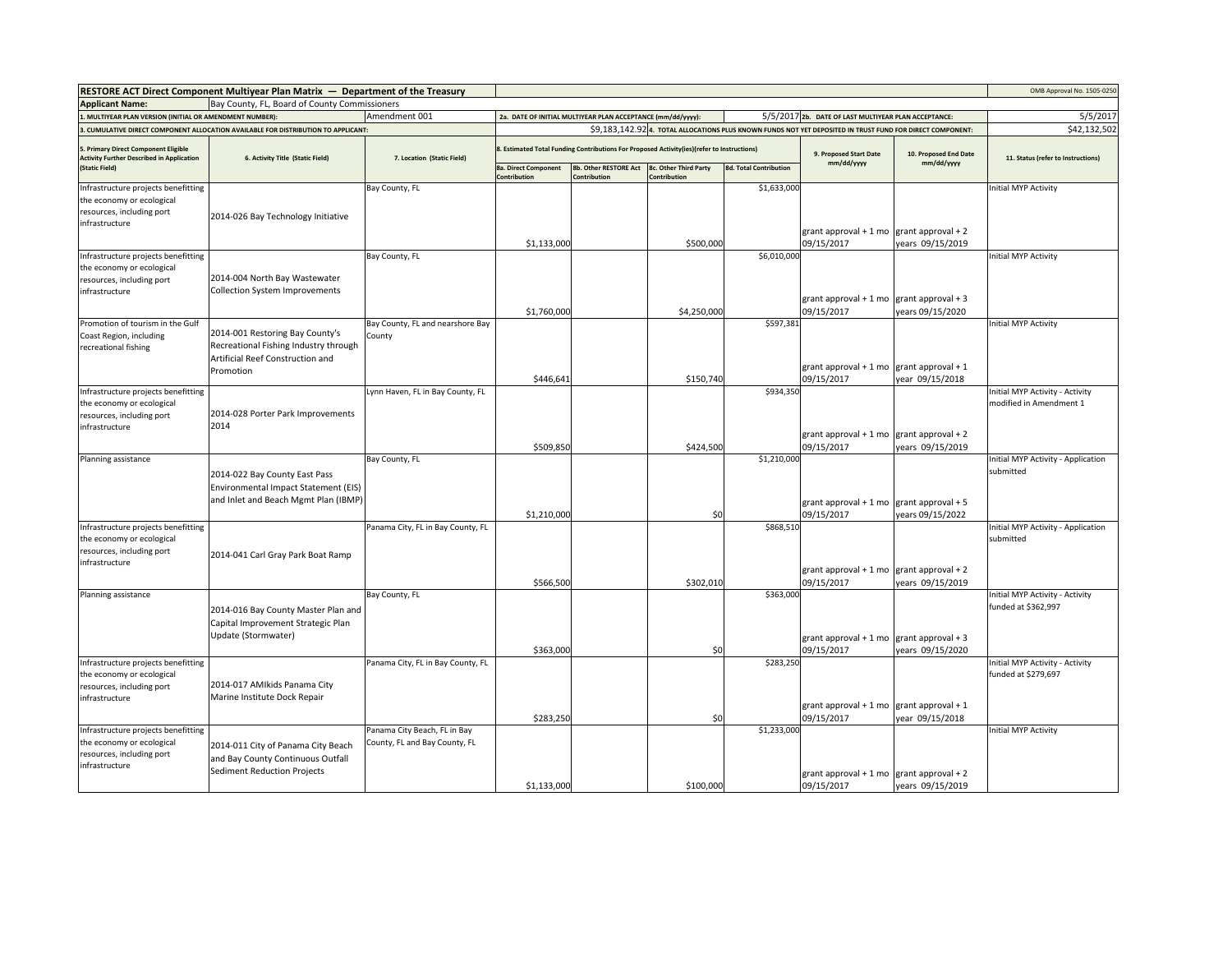| **RESTORE ACT Direct Component Multiyear Plan Matrix — Department of the Treasury** | | | | | | | | | | OMB Approval No. 1505-0250 |
|---|---|---|---|---|---|---|---|---|---|---|
| **Applicant Name:** | Bay County, FL, Board of County Commissioners | | | | | | | | | |
| **1. MULTIYEAR PLAN VERSION (INITIAL OR AMENDMENT NUMBER):** | | Amendment 001 | **2a. DATE OF INITIAL MULTIYEAR PLAN ACCEPTANCE (mm/dd/yyyy):** | | | 5/5/2017 | **2b. DATE OF LAST MULTIYEAR PLAN ACCEPTANCE:** | | | 5/5/2017 |
| **3. CUMULATIVE DIRECT COMPONENT ALLOCATION AVAILABLE FOR DISTRIBUTION TO APPLICANT:** | | | | | $9,183,142.92 | **4. TOTAL ALLOCATIONS PLUS KNOWN FUNDS NOT YET DEPOSITED IN TRUST FUND FOR DIRECT COMPONENT:** | | | | $42,132,502 |
| **5. Primary Direct Component Eligible Activity Further Described in Application (Static Field)** | **6. Activity Title (Static Field)** | **7. Location (Static Field)** | **8. Estimated Total Funding Contributions For Proposed Activity(ies)(refer to Instructions)** | | | | **9. Proposed Start Date mm/dd/yyyy** | **10. Proposed End Date mm/dd/yyyy** | **11. Status (refer to Instructions)** | |
| | | | **8a. Direct Component Contribution** | **8b. Other RESTORE Act Contribution** | **8c. Other Third Party Contribution** | **8d. Total Contribution** | | | | |
| Infrastructure projects benefitting the economy or ecological resources, including port infrastructure | 2014-026 Bay Technology Initiative | Bay County, FL | $1,133,000 | | $500,000 | $1,633,000 | grant approval + 1 mo 09/15/2017 | grant approval + 2 years 09/15/2019 | Initial MYP Activity | |
| Infrastructure projects benefitting the economy or ecological resources, including port infrastructure | 2014-004 North Bay Wastewater Collection System Improvements | Bay County, FL | $1,760,000 | | $4,250,000 | $6,010,000 | grant approval + 1 mo 09/15/2017 | grant approval + 3 years 09/15/2020 | Initial MYP Activity | |
| Promotion of tourism in the Gulf Coast Region, including recreational fishing | 2014-001 Restoring Bay County's Recreational Fishing Industry through Artificial Reef Construction and Promotion | Bay County, FL and nearshore Bay County | $446,641 | | $150,740 | $597,381 | grant approval + 1 mo 09/15/2017 | grant approval + 1 year 09/15/2018 | Initial MYP Activity | |
| Infrastructure projects benefitting the economy or ecological resources, including port infrastructure | 2014-028 Porter Park Improvements 2014 | Lynn Haven, FL in Bay County, FL | $509,850 | | $424,500 | $934,350 | grant approval + 1 mo 09/15/2017 | grant approval + 2 years 09/15/2019 | Initial MYP Activity - Activity modified in Amendment 1 | |
| Planning assistance | 2014-022 Bay County East Pass Environmental Impact Statement (EIS) and Inlet and Beach Mgmt Plan (IBMP) | Bay County, FL | $1,210,000 | | $0 | $1,210,000 | grant approval + 1 mo 09/15/2017 | grant approval + 5 years 09/15/2022 | Initial MYP Activity - Application submitted | |
| Infrastructure projects benefitting the economy or ecological resources, including port infrastructure | 2014-041 Carl Gray Park Boat Ramp | Panama City, FL in Bay County, FL | $566,500 | | $302,010 | $868,510 | grant approval + 1 mo 09/15/2017 | grant approval + 2 years 09/15/2019 | Initial MYP Activity - Application submitted | |
| Planning assistance | 2014-016 Bay County Master Plan and Capital Improvement Strategic Plan Update (Stormwater) | Bay County, FL | $363,000 | | $0 | $363,000 | grant approval + 1 mo 09/15/2017 | grant approval + 3 years 09/15/2020 | Initial MYP Activity - Activity funded at $362,997 | |
| Infrastructure projects benefitting the economy or ecological resources, including port infrastructure | 2014-017 AMIkids Panama City Marine Institute Dock Repair | Panama City, FL in Bay County, FL | $283,250 | | $0 | $283,250 | grant approval + 1 mo 09/15/2017 | grant approval + 1 year 09/15/2018 | Initial MYP Activity - Activity funded at $279,697 | |
| Infrastructure projects benefitting the economy or ecological resources, including port infrastructure | 2014-011 City of Panama City Beach and Bay County Continuous Outfall Sediment Reduction Projects | Panama City Beach, FL in Bay County, FL and Bay County, FL | $1,133,000 | | $100,000 | $1,233,000 | grant approval + 1 mo 09/15/2017 | grant approval + 2 years 09/15/2019 | Initial MYP Activity | |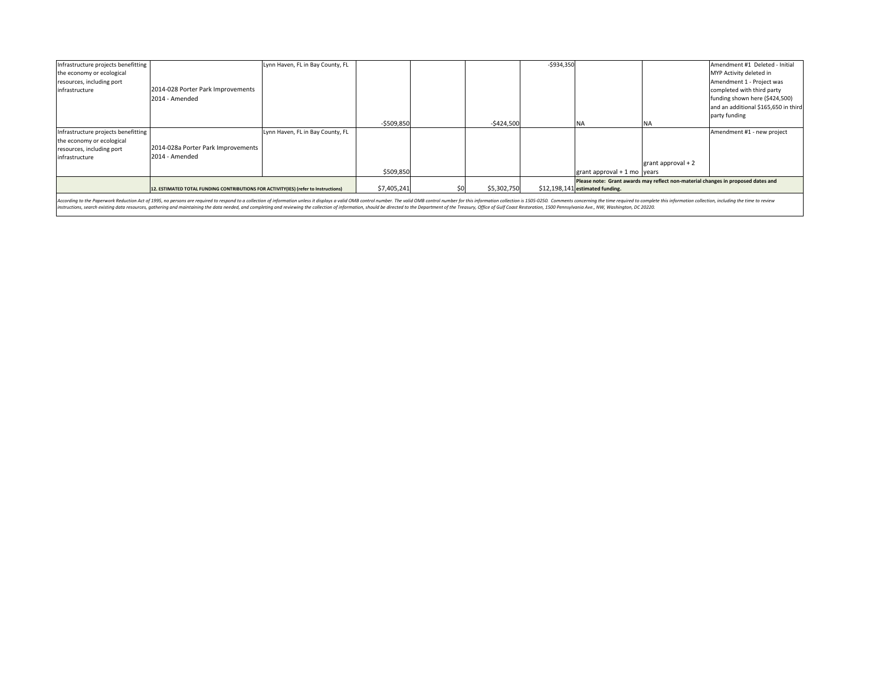| Infrastructure projects benefitting the economy or ecological resources, including port infrastructure | 2014-028 Porter Park Improvements 2014 - Amended | Lynn Haven, FL in Bay County, FL | -$509,850 | | -$424,500 | -$934,350 | NA | NA | Amendment #1 Deleted - Initial MYP Activity deleted in Amendment 1 - Project was completed with third party funding shown here ($424,500) and an additional $165,650 in third party funding |
|---|---|---|---|---|---|---|---|---|---|
| Infrastructure projects benefitting the economy or ecological resources, including port infrastructure | 2014-028a Porter Park Improvements 2014 - Amended | Lynn Haven, FL in Bay County, FL | $509,850 | | | | grant approval + 1 mo | grant approval + 2 years | Amendment #1 - new project |
| | **12. ESTIMATED TOTAL FUNDING CONTRIBUTIONS FOR ACTIVITY(IES) (refer to Instructions)** | | $7,405,241 | $0 | $5,302,750 | $12,198,141 | **Please note: Grant awards may reflect non-material changes in proposed dates and estimated funding.** | | |

*According to the Paperwork Reduction Act of 1995, no persons are required to respond to a collection of information unless it displays a valid OMB control number. The valid OMB control number for this information collection is 1505-0250. Comments concerning the time required to complete this information collection, including the time to review instructions, search existing data resources, gathering and maintaining the data needed, and completing and reviewing the collection of information, should be directed to the Department of the Treasury, Office of Gulf Coast Restoration, 1500 Pennsylvania Ave., NW, Washington, DC 20220.*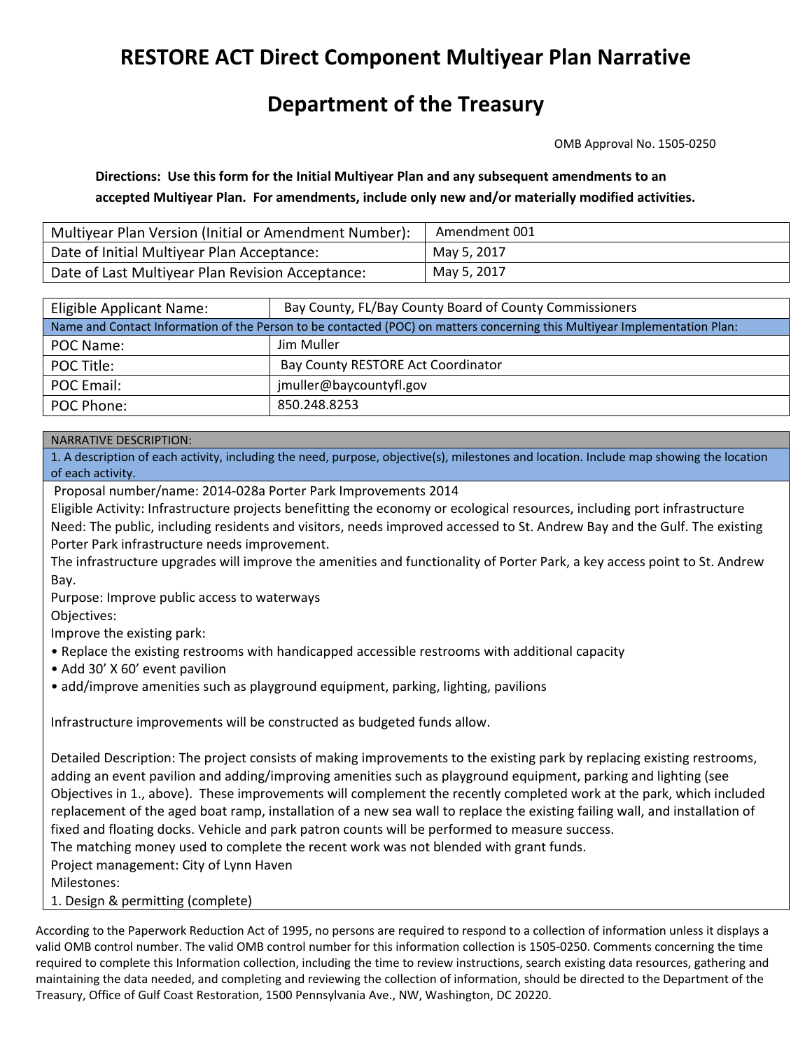# RESTORE ACT Direct Component Multiyear Plan Narrative

# Department of the Treasury

OMB Approval No. 1505-0250

**Directions: Use this form for the Initial Multiyear Plan and any subsequent amendments to an accepted Multiyear Plan. For amendments, include only new and/or materially modified activities.**

| | |
|---|---|
| Multiyear Plan Version (Initial or Amendment Number): | Amendment 001 |
| Date of Initial Multiyear Plan Acceptance: | May 5, 2017 |
| Date of Last Multiyear Plan Revision Acceptance: | May 5, 2017 |

| | |
|---|---|
| Eligible Applicant Name: | Bay County, FL/Bay County Board of County Commissioners |
| Name and Contact Information of the Person to be contacted (POC) on matters concerning this Multiyear Implementation Plan: | |
| POC Name: | Jim Muller |
| POC Title: | Bay County RESTORE Act Coordinator |
| POC Email: | jmuller@baycountyfl.gov |
| POC Phone: | 850.248.8253 |

NARRATIVE DESCRIPTION:

1. A description of each activity, including the need, purpose, objective(s), milestones and location. Include map showing the location of each activity.

Proposal number/name: 2014-028a Porter Park Improvements 2014

Eligible Activity: Infrastructure projects benefitting the economy or ecological resources, including port infrastructure

Need: The public, including residents and visitors, needs improved accessed to St. Andrew Bay and the Gulf. The existing Porter Park infrastructure needs improvement.

The infrastructure upgrades will improve the amenities and functionality of Porter Park, a key access point to St. Andrew Bay.

Purpose: Improve public access to waterways

Objectives:

Improve the existing park:

- Replace the existing restrooms with handicapped accessible restrooms with additional capacity
- Add 30' X 60' event pavilion
- add/improve amenities such as playground equipment, parking, lighting, pavilions

Infrastructure improvements will be constructed as budgeted funds allow.

Detailed Description: The project consists of making improvements to the existing park by replacing existing restrooms, adding an event pavilion and adding/improving amenities such as playground equipment, parking and lighting (see Objectives in 1., above). These improvements will complement the recently completed work at the park, which included replacement of the aged boat ramp, installation of a new sea wall to replace the existing failing wall, and installation of fixed and floating docks. Vehicle and park patron counts will be performed to measure success.

The matching money used to complete the recent work was not blended with grant funds.

Project management: City of Lynn Haven

Milestones:

1. Design & permitting (complete)

According to the Paperwork Reduction Act of 1995, no persons are required to respond to a collection of information unless it displays a valid OMB control number. The valid OMB control number for this information collection is 1505-0250. Comments concerning the time required to complete this Information collection, including the time to review instructions, search existing data resources, gathering and maintaining the data needed, and completing and reviewing the collection of information, should be directed to the Department of the Treasury, Office of Gulf Coast Restoration, 1500 Pennsylvania Ave., NW, Washington, DC 20220.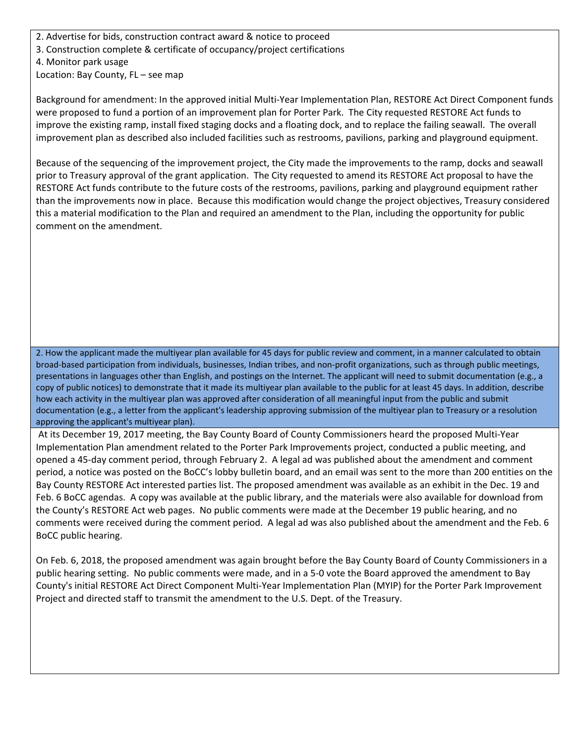2. Advertise for bids, construction contract award & notice to proceed
3. Construction complete & certificate of occupancy/project certifications
4. Monitor park usage

Location: Bay County, FL – see map

Background for amendment: In the approved initial Multi-Year Implementation Plan, RESTORE Act Direct Component funds were proposed to fund a portion of an improvement plan for Porter Park. The City requested RESTORE Act funds to improve the existing ramp, install fixed staging docks and a floating dock, and to replace the failing seawall. The overall improvement plan as described also included facilities such as restrooms, pavilions, parking and playground equipment.

Because of the sequencing of the improvement project, the City made the improvements to the ramp, docks and seawall prior to Treasury approval of the grant application. The City requested to amend its RESTORE Act proposal to have the RESTORE Act funds contribute to the future costs of the restrooms, pavilions, parking and playground equipment rather than the improvements now in place. Because this modification would change the project objectives, Treasury considered this a material modification to the Plan and required an amendment to the Plan, including the opportunity for public comment on the amendment.

2. How the applicant made the multiyear plan available for 45 days for public review and comment, in a manner calculated to obtain broad-based participation from individuals, businesses, Indian tribes, and non-profit organizations, such as through public meetings, presentations in languages other than English, and postings on the Internet. The applicant will need to submit documentation (e.g., a copy of public notices) to demonstrate that it made its multiyear plan available to the public for at least 45 days. In addition, describe how each activity in the multiyear plan was approved after consideration of all meaningful input from the public and submit documentation (e.g., a letter from the applicant's leadership approving submission of the multiyear plan to Treasury or a resolution approving the applicant's multiyear plan).

At its December 19, 2017 meeting, the Bay County Board of County Commissioners heard the proposed Multi-Year Implementation Plan amendment related to the Porter Park Improvements project, conducted a public meeting, and opened a 45-day comment period, through February 2. A legal ad was published about the amendment and comment period, a notice was posted on the BoCC's lobby bulletin board, and an email was sent to the more than 200 entities on the Bay County RESTORE Act interested parties list. The proposed amendment was available as an exhibit in the Dec. 19 and Feb. 6 BoCC agendas. A copy was available at the public library, and the materials were also available for download from the County's RESTORE Act web pages. No public comments were made at the December 19 public hearing, and no comments were received during the comment period. A legal ad was also published about the amendment and the Feb. 6 BoCC public hearing.

On Feb. 6, 2018, the proposed amendment was again brought before the Bay County Board of County Commissioners in a public hearing setting. No public comments were made, and in a 5-0 vote the Board approved the amendment to Bay County's initial RESTORE Act Direct Component Multi-Year Implementation Plan (MYIP) for the Porter Park Improvement Project and directed staff to transmit the amendment to the U.S. Dept. of the Treasury.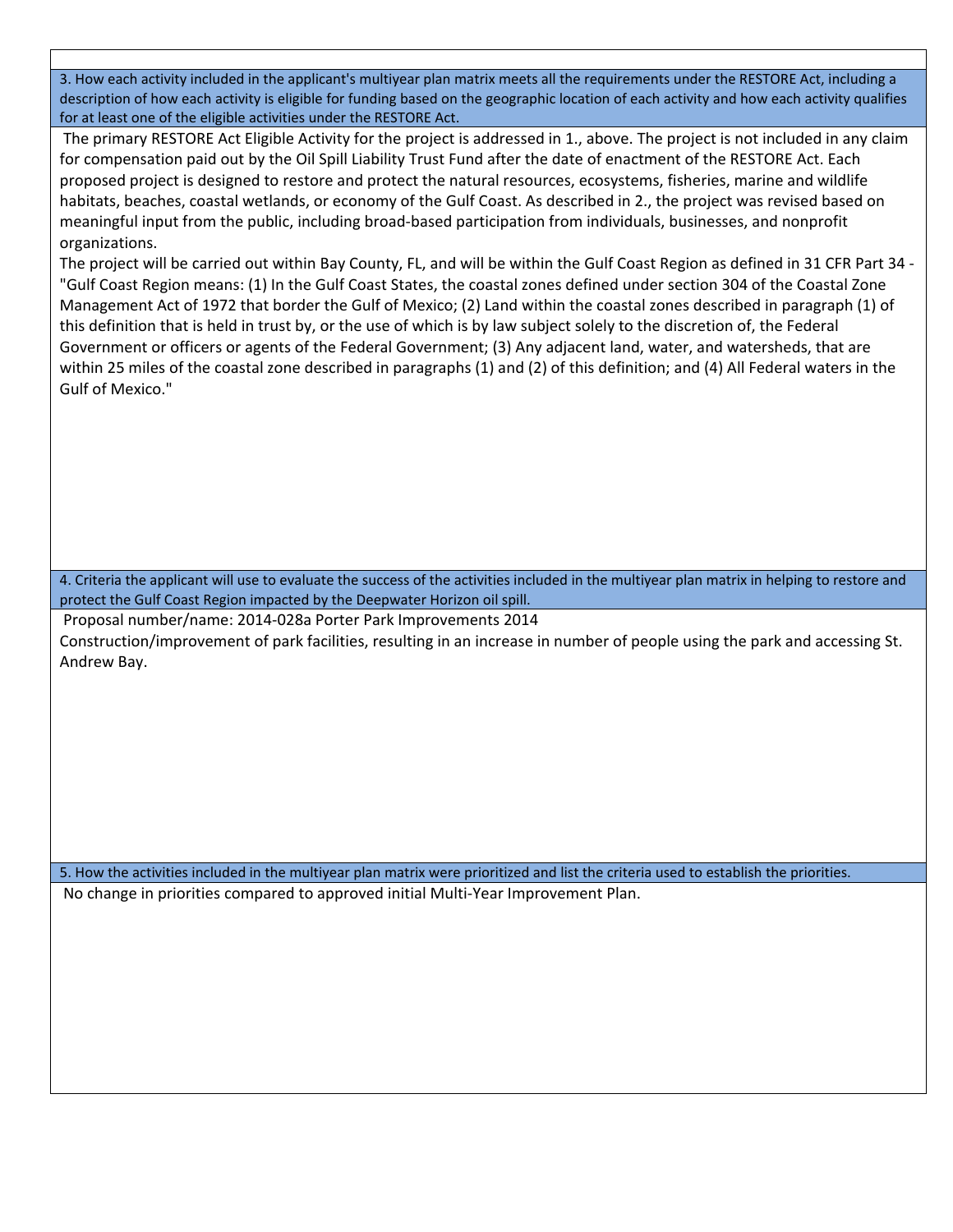**3. How each activity included in the applicant's multiyear plan matrix meets all the requirements under the RESTORE Act, including a description of how each activity is eligible for funding based on the geographic location of each activity and how each activity qualifies for at least one of the eligible activities under the RESTORE Act.**

The primary RESTORE Act Eligible Activity for the project is addressed in 1., above. The project is not included in any claim for compensation paid out by the Oil Spill Liability Trust Fund after the date of enactment of the RESTORE Act. Each proposed project is designed to restore and protect the natural resources, ecosystems, fisheries, marine and wildlife habitats, beaches, coastal wetlands, or economy of the Gulf Coast. As described in 2., the project was revised based on meaningful input from the public, including broad-based participation from individuals, businesses, and nonprofit organizations.

The project will be carried out within Bay County, FL, and will be within the Gulf Coast Region as defined in 31 CFR Part 34 - "Gulf Coast Region means: (1) In the Gulf Coast States, the coastal zones defined under section 304 of the Coastal Zone Management Act of 1972 that border the Gulf of Mexico; (2) Land within the coastal zones described in paragraph (1) of this definition that is held in trust by, or the use of which is by law subject solely to the discretion of, the Federal Government or officers or agents of the Federal Government; (3) Any adjacent land, water, and watersheds, that are within 25 miles of the coastal zone described in paragraphs (1) and (2) of this definition; and (4) All Federal waters in the Gulf of Mexico."

**4. Criteria the applicant will use to evaluate the success of the activities included in the multiyear plan matrix in helping to restore and protect the Gulf Coast Region impacted by the Deepwater Horizon oil spill.**

Proposal number/name: 2014-028a Porter Park Improvements 2014

Construction/improvement of park facilities, resulting in an increase in number of people using the park and accessing St. Andrew Bay.

**5. How the activities included in the multiyear plan matrix were prioritized and list the criteria used to establish the priorities.**

No change in priorities compared to approved initial Multi-Year Improvement Plan.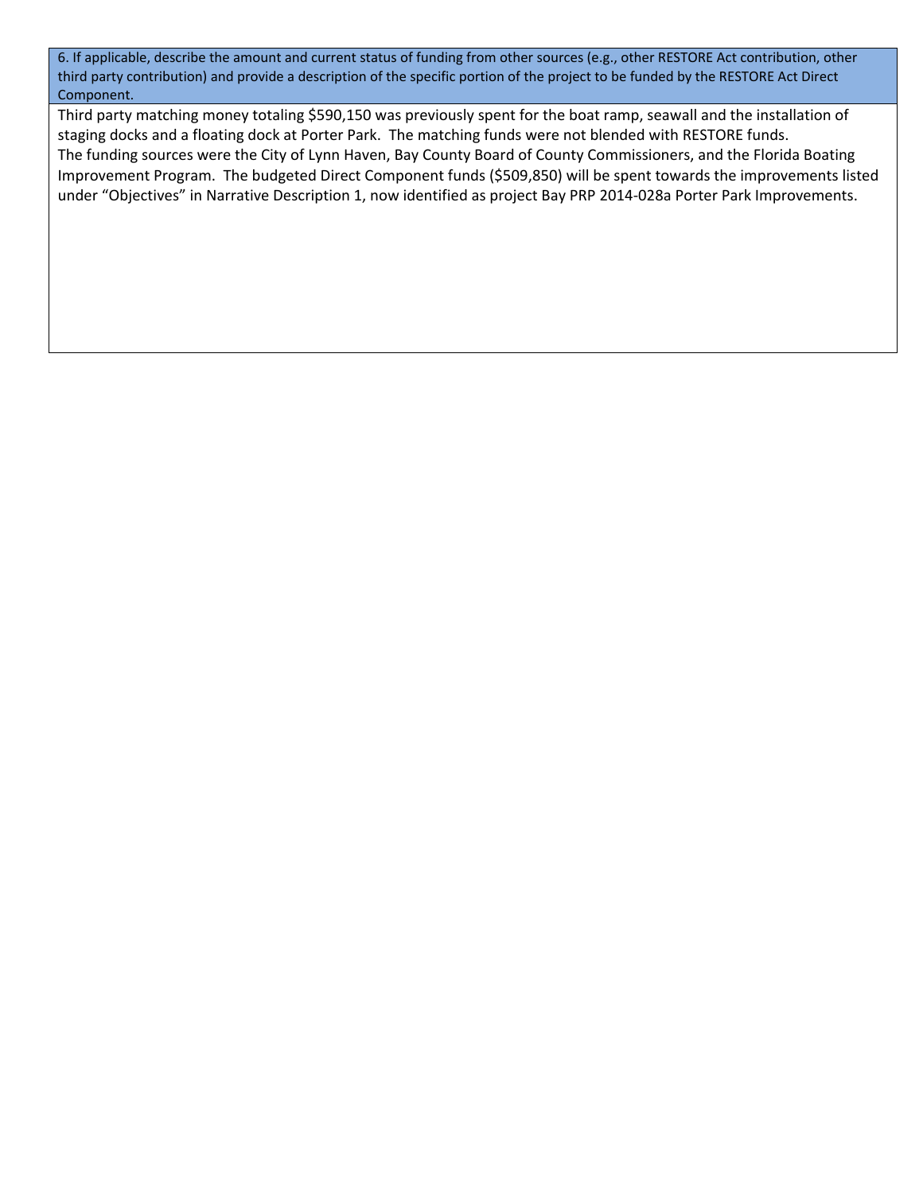| 6. If applicable, describe the amount and current status of funding from other sources (e.g., other RESTORE Act contribution, other third party contribution) and provide a description of the specific portion of the project to be funded by the RESTORE Act Direct Component. |
| --- |
| Third party matching money totaling $590,150 was previously spent for the boat ramp, seawall and the installation of staging docks and a floating dock at Porter Park. The matching funds were not blended with RESTORE funds.<br>The funding sources were the City of Lynn Haven, Bay County Board of County Commissioners, and the Florida Boating Improvement Program. The budgeted Direct Component funds ($509,850) will be spent towards the improvements listed under "Objectives" in Narrative Description 1, now identified as project Bay PRP 2014-028a Porter Park Improvements. |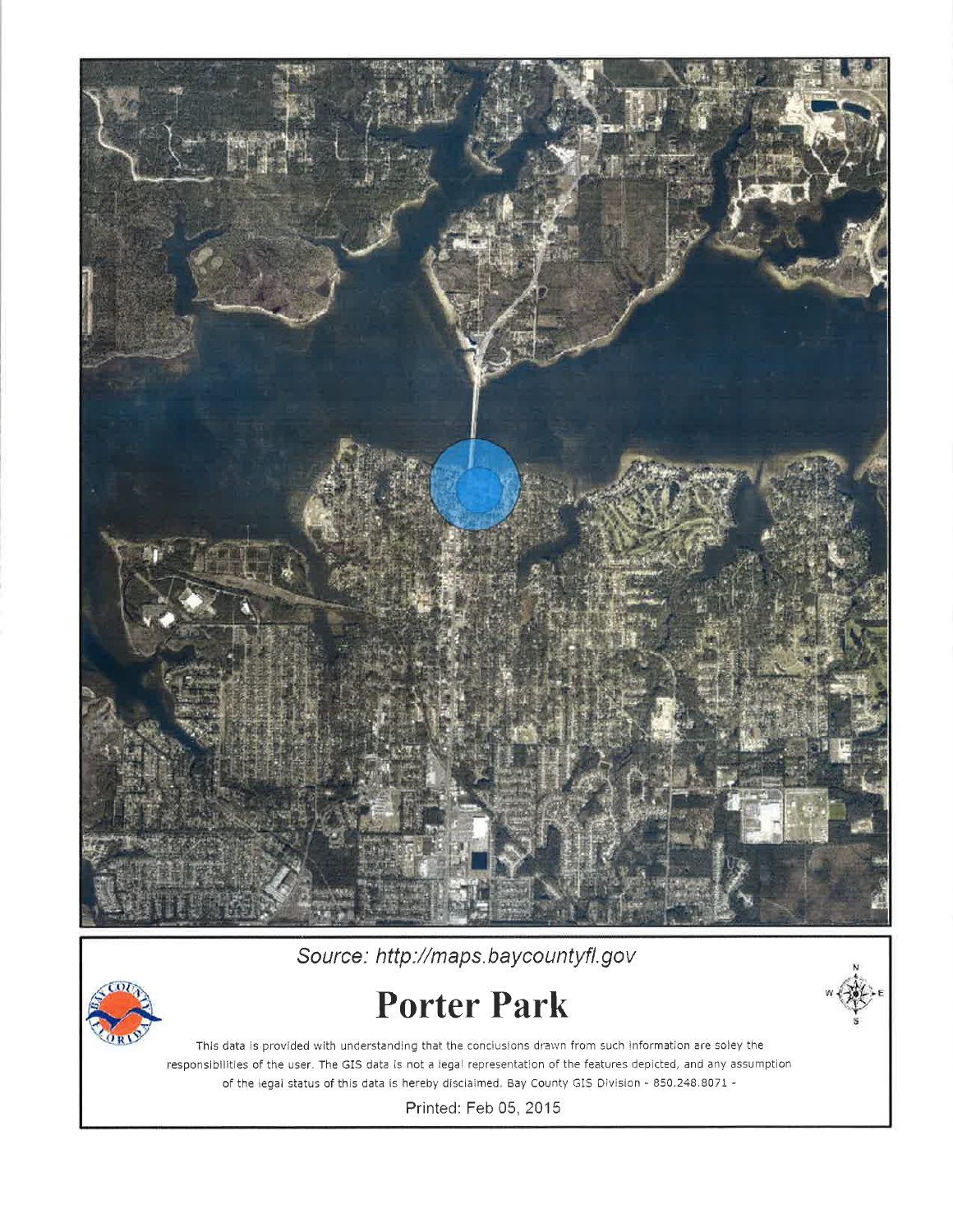Source: http://maps.baycountyfl.gov

# Porter Park

This data is provided with understanding that the conclusions drawn from such information are soley the responsibilities of the user. The GIS data is not a legal representation of the features depicted, and any assumption of the legal status of this data is hereby disclaimed. Bay County GIS Division - 850.248.8071 -

Printed: Feb 05, 2015